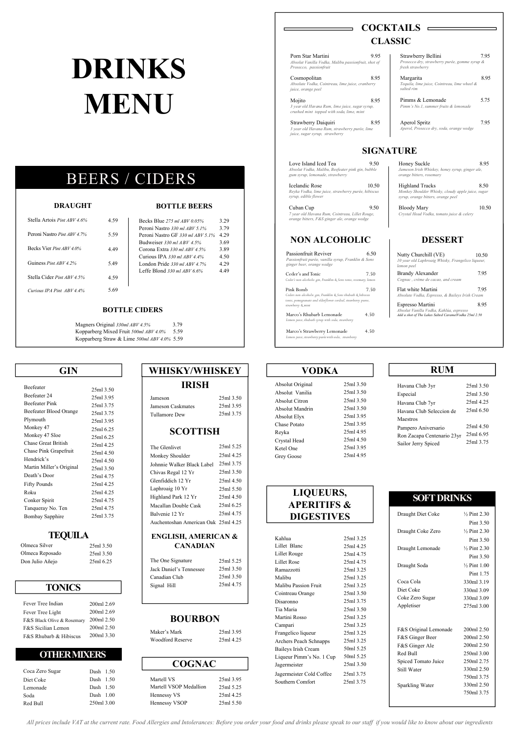# DRINKS MENU

## BEERS / CIDERS

### DRAUGHT

| Item | Price |
|---|---|
| Stella Artois *Pint ABV 4.6%* | 4.59 |
| Peroni Nastro *Pint ABV 4.7%* | 5.59 |
| Becks Vier *Pint ABV 4.0%* | 4.49 |
| Guiness *Pint ABV 4.2%* | 5.49 |
| Stella Cider *Pint ABV 4.5%* | 4.59 |
| *Curious IPA Pint ABV 4.4%* | 5.69 |

### BOTTLE BEERS

| Item | Price |
|---|---|
| Becks Blue *275 ml ABV 0.05%* | 3.29 |
| Peroni Nastro *330 ml ABV 5.1%* | 3.79 |
| Peroni Nastro GF *330 ml ABV 5.1%* | 4.29 |
| Budweiser *330 ml ABV 4.5%* | 3.69 |
| Corona Extra *330 ml ABV 4.5%* | 3.89 |
| Curious IPA *330 ml ABV 4.4%* | 4.50 |
| London Pride *330 ml ABV 4.7%* | 4.29 |
| Leffe Blond *330 ml ABV 6.6%* | 4.49 |

### BOTTLE CIDERS

| Item | Price |
|---|---|
| Magners Original *330ml ABV 4.5%* | 3.79 |
| Kopparberg Mixed Fruit *500ml ABV 4.0%* | 5.59 |
| Kopparberg Straw & Lime *500ml ABV 4.0%* | 5.59 |

## COCKTAILS

### CLASSIC

**Porn Star Martini** 9.95
*Absolut Vanilla Vodka, Malibu passionfruit, shot of Prosecco, passionfruit*

**Cosmopolitan** 8.95
*Absolute Vodka, Cointreau, lime juice, cranberry juice, orange peel*

**Mojito** 8.95
*3 year old Havana Rum, lime juice, sugar syrup, crushed mint topped with soda, lime, mint*

**Strawberry Daiquiri** 8.95
*3 year old Havana Rum, strawberry purée, lime juice, sugar syrup, strawberry*

**Strawberry Bellini** 7.95
*Prosecco dry, strawberry purée, gomme syrup & fresh strawberry*

**Margarita** 8.95
*Tequila, lime juice, Cointreau, lime wheel & salted rim*

**Pimms & Lemonade** 5.75
*Pimm's No.1, summer fruits & lemonade*

**Aperol Spritz** 7.95
*Aperol, Prosecco dry, soda, orange wedge*

### SIGNATURE

**Love Island Iced Tea** 9.50
*Absolut Vodka, Malibu, Beefeater pink gin, bubble gum syrup, lemonade, strawberry*

**Icelandic Rose** 10.50
*Reyka Vodka, lime juice, strawberry purée, hibiscus syrup, edible flower*

**Cuban Cup** 9.50
*7 year old Havana Rum, Cointreau, Lillet Rouge, orange bitters, F&S ginger ale, orange wedge*

**Honey Suckle** 8.95
*Jameson Irish Whiskey, honey syrup, ginger ale, orange bitters, rosemary*

**Highland Tracks** 8.50
*Monkey Shoulder Whisky, cloudy apple juice, sugar syrup, orange bitters, orange peel*

**Bloody Mary** 10.50
*Crystal Head Vodka, tomato juice & celery*

### NON ALCOHOLIC

**Passionfruit Reviver** 6.50
*Passionfruit purée, vanilla syrup, Franklin & Sons ginger beer, orange wedge*

**Ceder's and Tonic** 7.50
*Ceder's non alcoholic gin, Franklin & Sons tonic, rosemary, lemon*

**Pink Bomb** 7.50
*Ceders non alcoholic gin, Franklin & Sons rhubarb & hibiscus tonic, pomegranate and elderflower cordial, strawberry puree, strawberry & mint*

**Marco's Rhubarb Lemonade** 4.50
*Lemon juice, rhubarb syrup with soda, strawberry*

**Marco's Strawberry Lemonade** 4.50
*Lemon juice, strawberry purée with soda, strawberry*

### DESSERT

**Nutty Churchill (VE)** 10.50
*10 year old Laphroaig Whisky, Frangelico liqueur, lemon peel*

**Brandy Alexander** 7.95
*Cognac, crème de cacao, and cream*

**Flat white Martini** 7.95
*Absolute Vodka, Espresso, & Baileys Irish Cream*

**Espresso Martini** 8.95
*Absolut Vanilla Vodka, Kahlúa, espresso*
*Add a shot of The Lakes Salted CaramelVodka 25ml 2.50*

## GIN

| Item | Price |
|---|---|
| Beefeater | 25ml 3.50 |
| Beefeater 24 | 25ml 3.95 |
| Beefeater Pink | 25ml 3.75 |
| Beefeater Blood Orange | 25ml 3.75 |
| Plymouth | 25ml 3.95 |
| Monkey 47 | 25ml 6.25 |
| Monkey 47 Sloe | 25ml 6.25 |
| Chase Great British | 25ml 4.25 |
| Chase Pink Grapefruit | 25ml 4.50 |
| Hendrick's | 25ml 4.50 |
| Martin Miller's Original | 25ml 3.50 |
| Death's Door | 25ml 4.75 |
| Fifty Pounds | 25ml 4.25 |
| Roku | 25ml 4.25 |
| Conker Spirit | 25ml 4.75 |
| Tanqueray No. Ten | 25ml 4.75 |
| Bombay Sapphire | 25ml 3.75 |

## TEQUILA

| Item | Price |
|---|---|
| Olmeca Silver | 25ml 3.50 |
| Olmeca Reposado | 25ml 3.50 |
| Don Julio Añejo | 25ml 6.25 |

## TONICS

| Item | Price |
|---|---|
| Fever Tree Indian | 200ml 2.69 |
| Fever Tree Light | 200ml 2.69 |
| F&S Black Olive & Rosemary | 200ml 2.50 |
| F&S Sicilian Lemon | 200ml 2.50 |
| F&S Rhubarb & Hibiscus | 200ml 3.30 |

## OTHER MIXERS

| Item | Price |
|---|---|
| Coca Zero Sugar | Dash 1.50 |
| Diet Coke | Dash 1.50 |
| Lemonade | Dash 1.50 |
| Soda | Dash 1.00 |
| Red Bull | 250ml 3.00 |

## WHISKY/WHISKEY

### IRISH

| Item | Price |
|---|---|
| Jameson | 25ml 3.50 |
| Jameson Caskmates | 25ml 3.95 |
| Tullamore Dew | 25ml 3.75 |

### SCOTTISH

| Item | Price |
|---|---|
| The Glenlivet | 25ml 5.25 |
| Monkey Shoulder | 25ml 4.25 |
| Johnnie Walker Black Label | 25ml 3.75 |
| Chivas Regal 12 Yr | 25ml 3.50 |
| Glenfiddich 12 Yr | 25ml 4.50 |
| Laphroaig 10 Yr | 25ml 5.50 |
| Highland Park 12 Yr | 25ml 4.50 |
| Macallan Double Cask | 25ml 6.25 |
| Balvenie 12 Yr | 25ml 4.75 |
| Auchentoshan American Oak | 25ml 4.25 |

### ENGLISH, AMERICAN & CANADIAN

| Item | Price |
|---|---|
| The One Signature | 25ml 5.25 |
| Jack Daniel's Tennessee | 25ml 3.50 |
| Canadian Club | 25ml 3.50 |
| Signal Hill | 25ml 4.75 |

## BOURBON

| Item | Price |
|---|---|
| Maker's Mark | 25ml 3.95 |
| Woodford Reserve | 25ml 4.25 |

## COGNAC

| Item | Price |
|---|---|
| Martell VS | 25ml 3.95 |
| Martell VSOP Medallion | 25ml 5.25 |
| Hennessy VS | 25ml 4.25 |
| Hennessy VSOP | 25ml 5.50 |

## VODKA

| Item | Price |
|---|---|
| Absolut Original | 25ml 3.50 |
| Absolut Vanilia | 25ml 3.50 |
| Absolut Citron | 25ml 3.50 |
| Absolut Mandrin | 25ml 3.50 |
| Absolut Elyx | 25ml 3.95 |
| Chase Potato | 25ml 3.95 |
| Reyka | 25ml 4.95 |
| Crystal Head | 25ml 4.50 |
| Ketel One | 25ml 3.95 |
| Grey Goose | 25ml 4.95 |

## LIQUEURS, APERITIFS & DIGESTIVES

| Item | Price |
|---|---|
| Kahlua | 25ml 3.25 |
| Lillet Blanc | 25ml 4.25 |
| Lillet Rouge | 25ml 4.75 |
| Lillet Rose | 25ml 4.75 |
| Ramazzotti | 25ml 3.25 |
| Malibu | 25ml 3.25 |
| Malibu Passion Fruit | 25ml 3.25 |
| Cointreau Orange | 25ml 3.50 |
| Disaronno | 25ml 3.75 |
| Tia Maria | 25ml 3.50 |
| Martini Rosso | 25ml 3.25 |
| Campari | 25ml 3.25 |
| Frangelico liqueur | 25ml 3.25 |
| Archers Peach Schnapps | 25ml 3.25 |
| Baileys Irish Cream | 50ml 5.25 |
| Liqueur Pimm's No. 1 Cup | 50ml 5.25 |
| Jagermeister | 25ml 3.50 |
| Jagermeister Cold Coffee | 25ml 3.75 |
| Southern Comfort | 25ml 3.75 |

## RUM

| Item | Price |
|---|---|
| Havana Club 3yr | 25ml 3.50 |
| Especial | 25ml 3.50 |
| Havana Club 7yr | 25ml 4.25 |
| Havana Club Seleccion de Maestros | 25ml 6.50 |
| Pampero Aniversario | 25ml 4.50 |
| Ron Zacapa Centenario 23yr | 25ml 6.95 |
| Sailor Jerry Spiced | 25ml 3.75 |

## SOFT DRINKS

| Item | Price |
|---|---|
| Draught Diet Coke | ½ Pint 2.30 / Pint 3.50 |
| Draught Coke Zero | ½ Pint 2.30 / Pint 3.50 |
| Draught Lemonade | ½ Pint 2.30 / Pint 3.50 |
| Draught Soda | ½ Pint 1.00 / Pint 1.75 |
| Coca Cola | 330ml 3.19 |
| Diet Coke | 330ml 3.09 |
| Coke Zero Sugar | 330ml 3.09 |
| Appletiser | 275ml 3.00 |
| F&S Original Lemonade | 200ml 2.50 |
| F&S Ginger Beer | 200ml 2.50 |
| F&S Ginger Ale | 200ml 2.50 |
| Red Bull | 250ml 3.00 |
| Spiced Tomato Juice | 250ml 2.75 |
| Still Water | 330ml 2.50 / 750ml 3.75 |
| Sparkling Water | 330ml 2.50 / 750ml 3.75 |

*All prices include VAT at the current rate. Food Allergies and Intolerances: Before you order your food and drinks please speak to our staff if you would like to know about our ingredients*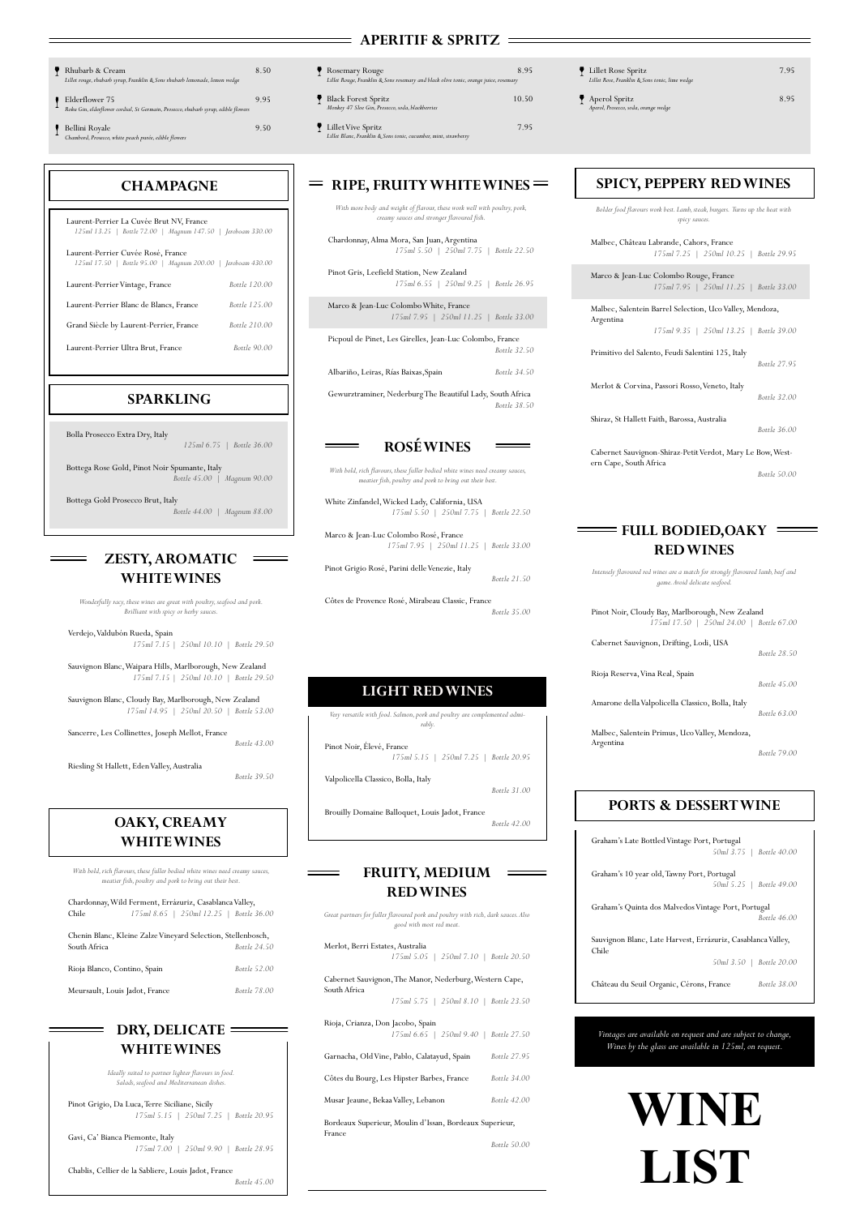# WINE LIST

## APERITIF & SPRITZ

**Rhubarb & Cream** 8.50
*Lillet rouge, rhubarb syrup, Franklin & Sons rhubarb lemonade, lemon wedge*

**Elderflower 75** 9.95
*Roku Gin, elderflower cordial, St Germain, Prosecco, rhubarb syrup, edible flowers*

**Bellini Royale** 9.50
*Chambord, Prosecco, white peach purée, edible flowers*

**Rosemary Rouge** 8.95
*Lillet Rouge, Franklin & Sons rosemary and black olive tonic, orange juice, rosemary*

**Black Forest Spritz** 10.50
*Monkey 47 Sloe Gin, Prosecco, soda, blackberries*

**Lillet Vive Spritz** 7.95
*Lillet Blanc, Franklin & Sons tonic, cucumber, mint, strawberry*

**Lillet Rose Spritz** 7.95
*Lillet Rose, Franklin & Sons tonic, lime wedge*

**Aperol Spritz** 8.95
*Aperol, Prosecco, soda, orange wedge*

## CHAMPAGNE

Laurent-Perrier La Cuvée Brut NV, France
*125ml 13.25 | Bottle 72.00 | Magnum 147.50 | Jeroboam 330.00*

Laurent-Perrier Cuvée Rosé, France
*125ml 17.50 | Bottle 95.00 | Magnum 200.00 | Jeroboam 430.00*

Laurent-Perrier Vintage, France — *Bottle 120.00*

Laurent-Perrier Blanc de Blancs, France — *Bottle 125.00*

Grand Siècle by Laurent-Perrier, France — *Bottle 210.00*

Laurent-Perrier Ultra Brut, France — *Bottle 90.00*

## SPARKLING

Bolla Prosecco Extra Dry, Italy
*125ml 6.75 | Bottle 36.00*

Bottega Rose Gold, Pinot Noir Spumante, Italy
*Bottle 45.00 | Magnum 90.00*

Bottega Gold Prosecco Brut, Italy
*Bottle 44.00 | Magnum 88.00*

## ZESTY, AROMATIC WHITE WINES

*Wonderfully racy, these wines are great with poultry, seafood and pork. Brilliant with spicy or herby sauces.*

Verdejo, Valdubón Rueda, Spain
*175ml 7.15 | 250ml 10.10 | Bottle 29.50*

Sauvignon Blanc, Waipara Hills, Marlborough, New Zealand
*175ml 7.15 | 250ml 10.10 | Bottle 29.50*

Sauvignon Blanc, Cloudy Bay, Marlborough, New Zealand
*175ml 14.95 | 250ml 20.50 | Bottle 53.00*

Sancerre, Les Collinettes, Joseph Mellot, France
*Bottle 43.00*

Riesling St Hallett, Eden Valley, Australia
*Bottle 39.50*

## OAKY, CREAMY WHITE WINES

*With bold, rich flavours, these fuller bodied white wines need creamy sauces, meatier fish, poultry and pork to bring out their best.*

Chardonnay, Wild Ferment, Errázuriz, Casablanca Valley, Chile
*175ml 8.65 | 250ml 12.25 | Bottle 36.00*

Chenin Blanc, Kleine Zalze Vineyard Selection, Stellenbosch, South Africa — *Bottle 24.50*

Rioja Blanco, Contino, Spain — *Bottle 52.00*

Meursault, Louis Jadot, France — *Bottle 78.00*

## DRY, DELICATE WHITE WINES

*Ideally suited to partner lighter flavours in food. Salads, seafood and Mediterranean dishes.*

Pinot Grigio, Da Luca, Terre Siciliane, Sicily
*175ml 5.15 | 250ml 7.25 | Bottle 20.95*

Gavi, Ca' Bianca Piemonte, Italy
*175ml 7.00 | 250ml 9.90 | Bottle 28.95*

Chablis, Cellier de la Sabliere, Louis Jadot, France
*Bottle 45.00*

## RIPE, FRUITY WHITE WINES

*With more body and weight of flavour, these work well with poultry, pork, creamy sauces and stronger flavoured fish.*

Chardonnay, Alma Mora, San Juan, Argentina
*175ml 5.50 | 250ml 7.75 | Bottle 22.50*

Pinot Gris, Leefield Station, New Zealand
*175ml 6.55 | 250ml 9.25 | Bottle 26.95*

Marco & Jean-Luc Colombo White, France
*175ml 7.95 | 250ml 11.25 | Bottle 33.00*

Picpoul de Pinet, Les Girelles, Jean-Luc Colombo, France
*Bottle 32.50*

Albariño, Leiras, Rías Baixas, Spain — *Bottle 34.50*

Gewurztraminer, Nederburg The Beautiful Lady, South Africa
*Bottle 38.50*

## ROSÉ WINES

*With bold, rich flavours, these fuller bodied white wines need creamy sauces, meatier fish, poultry and pork to bring out their best.*

White Zinfandel, Wicked Lady, California, USA
*175ml 5.50 | 250ml 7.75 | Bottle 22.50*

Marco & Jean-Luc Colombo Rosé, France
*175ml 7.95 | 250ml 11.25 | Bottle 33.00*

Pinot Grigio Rosé, Parini delle Venezie, Italy
*Bottle 21.50*

Côtes de Provence Rosé, Mirabeau Classic, France
*Bottle 35.00*

## LIGHT RED WINES

*Very versatile with food. Salmon, pork and poultry are complemented admirably.*

Pinot Noir, Élevé, France
*175ml 5.15 | 250ml 7.25 | Bottle 20.95*

Valpolicella Classico, Bolla, Italy
*Bottle 31.00*

Brouilly Domaine Balloquet, Louis Jadot, France
*Bottle 42.00*

## FRUITY, MEDIUM RED WINES

*Great partners for fuller flavoured pork and poultry with rich, dark sauces. Also good with most red meat.*

Merlot, Berri Estates, Australia
*175ml 5.05 | 250ml 7.10 | Bottle 20.50*

Cabernet Sauvignon, The Manor, Nederburg, Western Cape, South Africa
*175ml 5.75 | 250ml 8.10 | Bottle 23.50*

Rioja, Crianza, Don Jacobo, Spain
*175ml 6.65 | 250ml 9.40 | Bottle 27.50*

Garnacha, Old Vine, Pablo, Calatayud, Spain — *Bottle 27.95*

Côtes du Bourg, Les Hipster Barbes, France — *Bottle 34.00*

Musar Jeaune, Bekaa Valley, Lebanon — *Bottle 42.00*

Bordeaux Superieur, Moulin d'Issan, Bordeaux Superieur, France
*Bottle 50.00*

## SPICY, PEPPERY RED WINES

*Bolder food flavours work best. Lamb, steak, burgers. Turns up the heat with spicy sauces.*

Malbec, Château Labrande, Cahors, France
*175ml 7.25 | 250ml 10.25 | Bottle 29.95*

Marco & Jean-Luc Colombo Rouge, France
*175ml 7.95 | 250ml 11.25 | Bottle 33.00*

Malbec, Salentein Barrel Selection, Uco Valley, Mendoza, Argentina
*175ml 9.35 | 250ml 13.25 | Bottle 39.00*

Primitivo del Salento, Feudi Salentini 125, Italy
*Bottle 27.95*

Merlot & Corvina, Passori Rosso, Veneto, Italy
*Bottle 32.00*

Shiraz, St Hallett Faith, Barossa, Australia
*Bottle 36.00*

Cabernet Sauvignon-Shiraz-Petit Verdot, Mary Le Bow, Western Cape, South Africa
*Bottle 50.00*

## FULL BODIED, OAKY RED WINES

*Intensely flavoured red wines are a match for strongly flavoured lamb, beef and game. Avoid delicate seafood.*

Pinot Noir, Cloudy Bay, Marlborough, New Zealand
*175ml 17.50 | 250ml 24.00 | Bottle 67.00*

Cabernet Sauvignon, Drifting, Lodi, USA
*Bottle 28.50*

Rioja Reserva, Vina Real, Spain
*Bottle 45.00*

Amarone della Valpolicella Classico, Bolla, Italy
*Bottle 63.00*

Malbec, Salentein Primus, Uco Valley, Mendoza, Argentina
*Bottle 79.00*

## PORTS & DESSERT WINE

Graham's Late Bottled Vintage Port, Portugal
*50ml 3.75 | Bottle 40.00*

Graham's 10 year old, Tawny Port, Portugal
*50ml 5.25 | Bottle 49.00*

Graham's Quinta dos Malvedos Vintage Port, Portugal
*Bottle 46.00*

Sauvignon Blanc, Late Harvest, Errázuriz, Casablanca Valley, Chile
*50ml 3.50 | Bottle 20.00*

Château du Seuil Organic, Cérons, France — *Bottle 38.00*

*Vintages are available on request and are subject to change. Wines by the glass are available in 125ml, on request.*